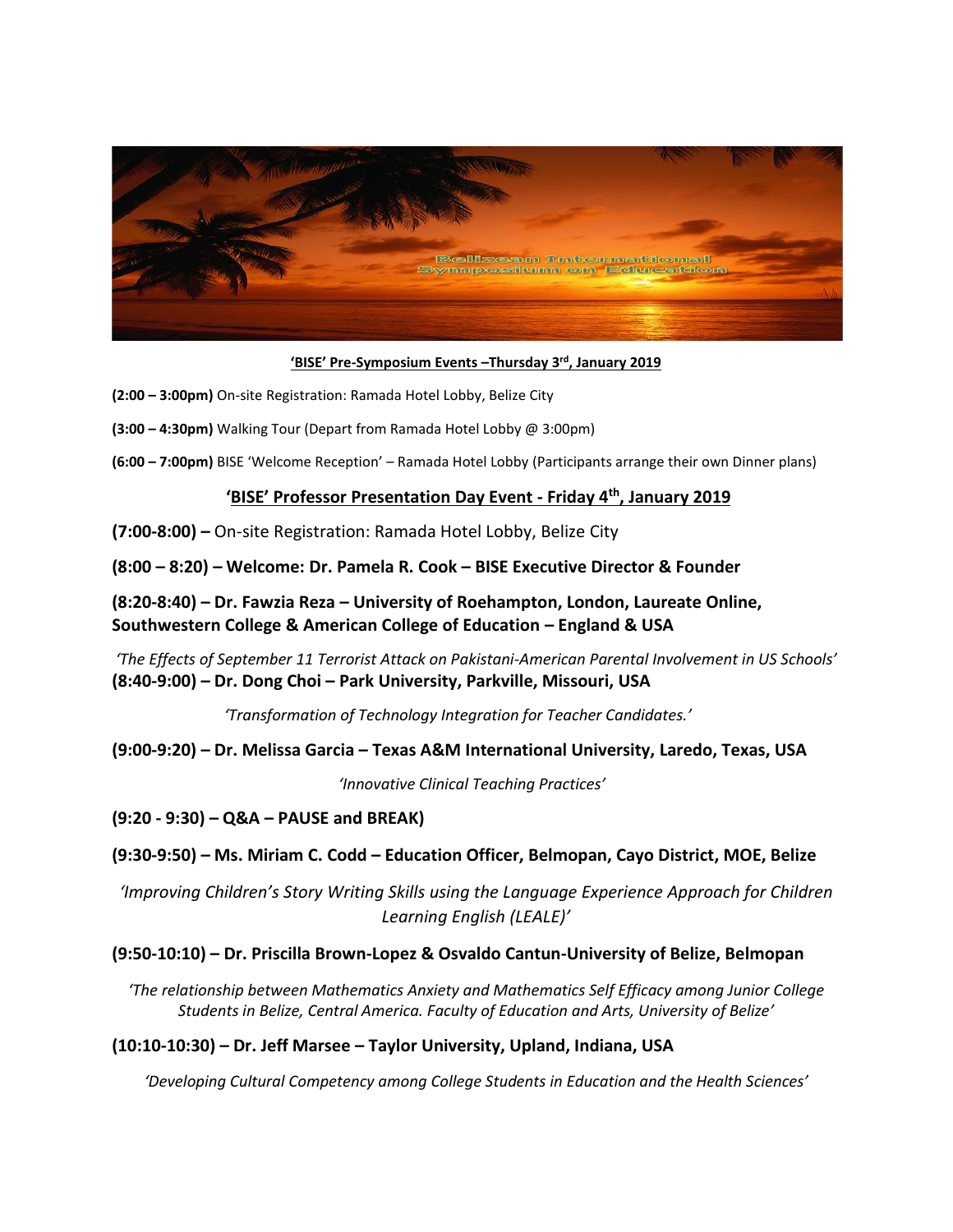Belizean International Symposium on Education

**'BISE' Pre-Symposium Events –Thursday 3rd, January 2019**

**(2:00 – 3:00pm)** On-site Registration: Ramada Hotel Lobby, Belize City

**(3:00 – 4:30pm)** Walking Tour (Depart from Ramada Hotel Lobby @ 3:00pm)

**(6:00 – 7:00pm)** BISE 'Welcome Reception' – Ramada Hotel Lobby (Participants arrange their own Dinner plans)

## 'BISE' Professor Presentation Day Event - Friday 4th, January 2019

**(7:00-8:00) –** On-site Registration: Ramada Hotel Lobby, Belize City

**(8:00 – 8:20) – Welcome: Dr. Pamela R. Cook – BISE Executive Director & Founder**

**(8:20-8:40) – Dr. Fawzia Reza – University of Roehampton, London, Laureate Online, Southwestern College & American College of Education – England & USA**

*'The Effects of September 11 Terrorist Attack on Pakistani-American Parental Involvement in US Schools'*

**(8:40-9:00) – Dr. Dong Choi – Park University, Parkville, Missouri, USA**

*'Transformation of Technology Integration for Teacher Candidates.'*

**(9:00-9:20) – Dr. Melissa Garcia – Texas A&M International University, Laredo, Texas, USA**

*'Innovative Clinical Teaching Practices'*

**(9:20 - 9:30) – Q&A – PAUSE and BREAK)**

**(9:30-9:50) – Ms. Miriam C. Codd – Education Officer, Belmopan, Cayo District, MOE, Belize**

*'Improving Children's Story Writing Skills using the Language Experience Approach for Children Learning English (LEALE)'*

**(9:50-10:10) – Dr. Priscilla Brown-Lopez & Osvaldo Cantun-University of Belize, Belmopan**

*'The relationship between Mathematics Anxiety and Mathematics Self Efficacy among Junior College Students in Belize, Central America. Faculty of Education and Arts, University of Belize'*

**(10:10-10:30) – Dr. Jeff Marsee – Taylor University, Upland, Indiana, USA**

*'Developing Cultural Competency among College Students in Education and the Health Sciences'*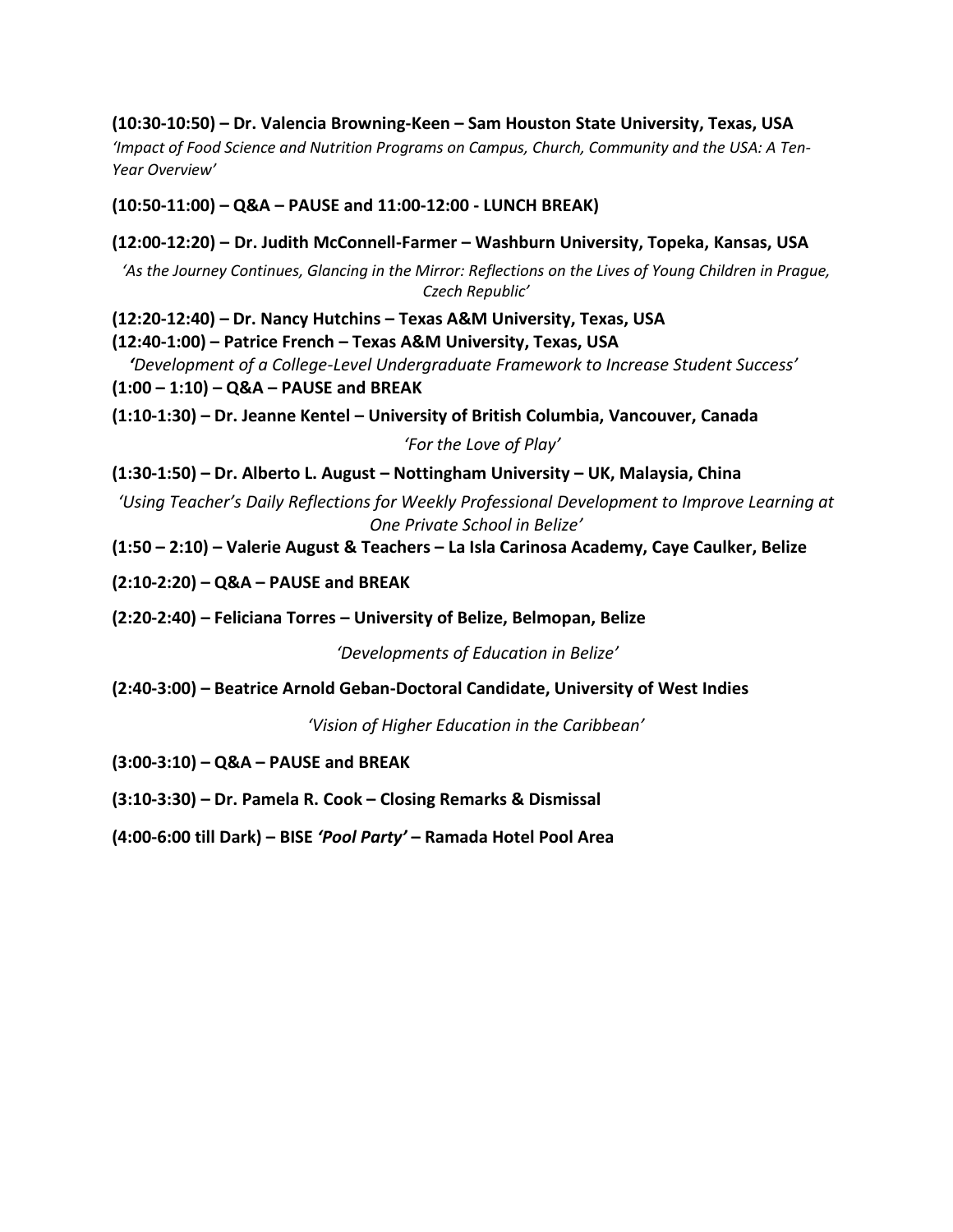**(10:30-10:50) – Dr. Valencia Browning-Keen – Sam Houston State University, Texas, USA**

*'Impact of Food Science and Nutrition Programs on Campus, Church, Community and the USA: A Ten-Year Overview'*

**(10:50-11:00) – Q&A – PAUSE and 11:00-12:00 - LUNCH BREAK)**

**(12:00-12:20) – Dr. Judith McConnell-Farmer – Washburn University, Topeka, Kansas, USA**

*'As the Journey Continues, Glancing in the Mirror: Reflections on the Lives of Young Children in Prague, Czech Republic'*

**(12:20-12:40) – Dr. Nancy Hutchins – Texas A&M University, Texas, USA**

**(12:40-1:00) – Patrice French – Texas A&M University, Texas, USA**

*'Development of a College-Level Undergraduate Framework to Increase Student Success'*

**(1:00 – 1:10) – Q&A – PAUSE and BREAK**

**(1:10-1:30) – Dr. Jeanne Kentel – University of British Columbia, Vancouver, Canada**

*'For the Love of Play'*

**(1:30-1:50) – Dr. Alberto L. August – Nottingham University – UK, Malaysia, China**

*'Using Teacher's Daily Reflections for Weekly Professional Development to Improve Learning at One Private School in Belize'*

**(1:50 – 2:10) – Valerie August & Teachers – La Isla Carinosa Academy, Caye Caulker, Belize**

**(2:10-2:20) – Q&A – PAUSE and BREAK**

**(2:20-2:40) – Feliciana Torres – University of Belize, Belmopan, Belize**

*'Developments of Education in Belize'*

**(2:40-3:00) – Beatrice Arnold Geban-Doctoral Candidate, University of West Indies**

*'Vision of Higher Education in the Caribbean'*

**(3:00-3:10) – Q&A – PAUSE and BREAK**

**(3:10-3:30) – Dr. Pamela R. Cook – Closing Remarks & Dismissal**

**(4:00-6:00 till Dark) – BISE *'Pool Party'* – Ramada Hotel Pool Area**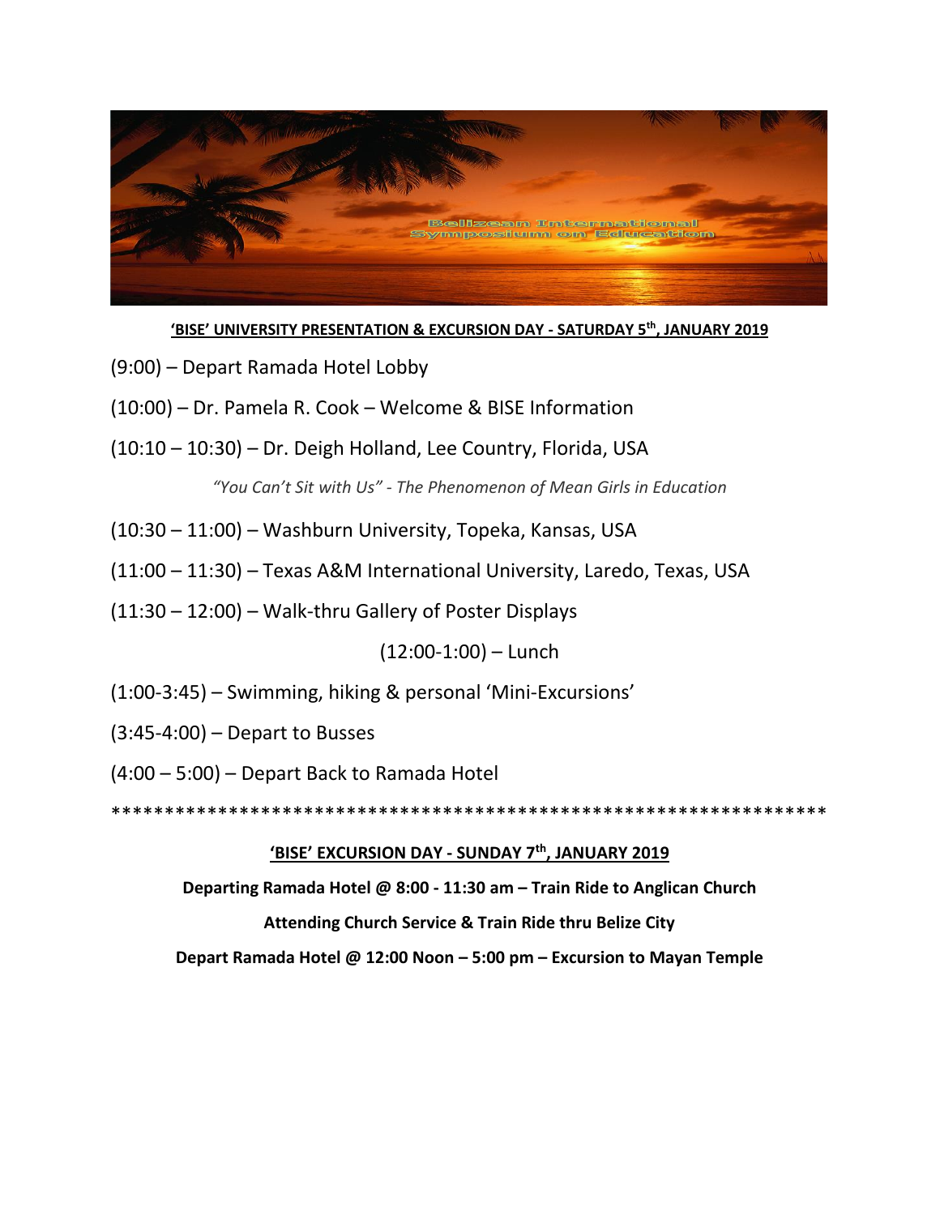Belizean International Symposium on Education

**'BISE' UNIVERSITY PRESENTATION & EXCURSION DAY - SATURDAY 5th, JANUARY 2019**

(9:00) – Depart Ramada Hotel Lobby

(10:00) – Dr. Pamela R. Cook – Welcome & BISE Information

(10:10 – 10:30) – Dr. Deigh Holland, Lee Country, Florida, USA

*"You Can't Sit with Us" - The Phenomenon of Mean Girls in Education*

(10:30 – 11:00) – Washburn University, Topeka, Kansas, USA

(11:00 – 11:30) – Texas A&M International University, Laredo, Texas, USA

(11:30 – 12:00) – Walk-thru Gallery of Poster Displays

(12:00-1:00) – Lunch

(1:00-3:45) – Swimming, hiking & personal 'Mini-Excursions'

(3:45-4:00) – Depart to Busses

(4:00 – 5:00) – Depart Back to Ramada Hotel

*******************************************************************

**'BISE' EXCURSION DAY - SUNDAY 7th, JANUARY 2019**

**Departing Ramada Hotel @ 8:00 - 11:30 am – Train Ride to Anglican Church**

**Attending Church Service & Train Ride thru Belize City**

**Depart Ramada Hotel @ 12:00 Noon – 5:00 pm – Excursion to Mayan Temple**